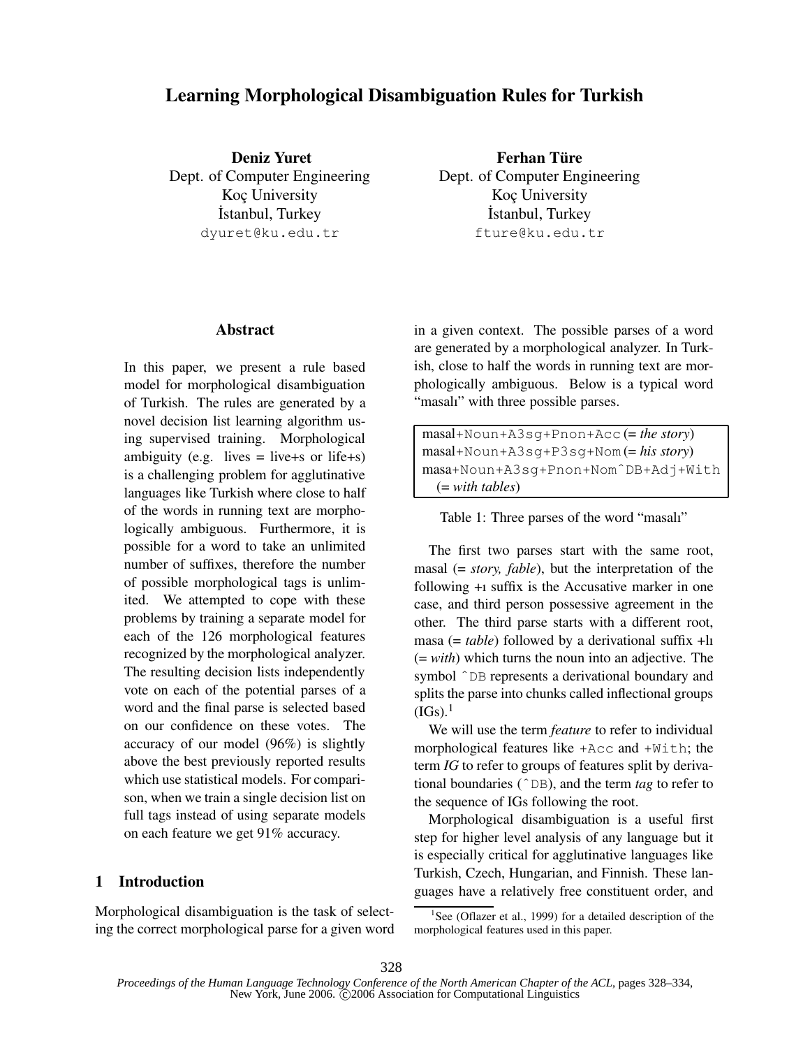# Learning Morphological Disambiguation Rules for Turkish

**Deniz Yuret**
Dept. of Computer Engineering
Koç University
İstanbul, Turkey
dyuret@ku.edu.tr

**Ferhan Türe**
Dept. of Computer Engineering
Koç University
İstanbul, Turkey
fture@ku.edu.tr

## Abstract

In this paper, we present a rule based model for morphological disambiguation of Turkish. The rules are generated by a novel decision list learning algorithm using supervised training. Morphological ambiguity (e.g. lives = live+s or life+s) is a challenging problem for agglutinative languages like Turkish where close to half of the words in running text are morphologically ambiguous. Furthermore, it is possible for a word to take an unlimited number of suffixes, therefore the number of possible morphological tags is unlimited. We attempted to cope with these problems by training a separate model for each of the 126 morphological features recognized by the morphological analyzer. The resulting decision lists independently vote on each of the potential parses of a word and the final parse is selected based on our confidence on these votes. The accuracy of our model (96%) is slightly above the best previously reported results which use statistical models. For comparison, when we train a single decision list on full tags instead of using separate models on each feature we get 91% accuracy.

## 1 Introduction

Morphological disambiguation is the task of selecting the correct morphological parse for a given word in a given context. The possible parses of a word are generated by a morphological analyzer. In Turkish, close to half the words in running text are morphologically ambiguous. Below is a typical word "masalı" with three possible parses.

| |
|---|
| masal+Noun+A3sg+Pnon+Acc (= *the story*) |
| masal+Noun+A3sg+P3sg+Nom (= *his story*) |
| masa+Noun+A3sg+Pnon+Nom^DB+Adj+With (= *with tables*) |

Table 1: Three parses of the word "masalı"

The first two parses start with the same root, masal (= *story, fable*), but the interpretation of the following +ı suffix is the Accusative marker in one case, and third person possessive agreement in the other. The third parse starts with a different root, masa (= *table*) followed by a derivational suffix +lı (= *with*) which turns the noun into an adjective. The symbol ^DB represents a derivational boundary and splits the parse into chunks called inflectional groups (IGs).[1]

We will use the term *feature* to refer to individual morphological features like +Acc and +With; the term *IG* to refer to groups of features split by derivational boundaries (^DB), and the term *tag* to refer to the sequence of IGs following the root.

Morphological disambiguation is a useful first step for higher level analysis of any language but it is especially critical for agglutinative languages like Turkish, Czech, Hungarian, and Finnish. These languages have a relatively free constituent order, and

[1] See (Oflazer et al., 1999) for a detailed description of the morphological features used in this paper.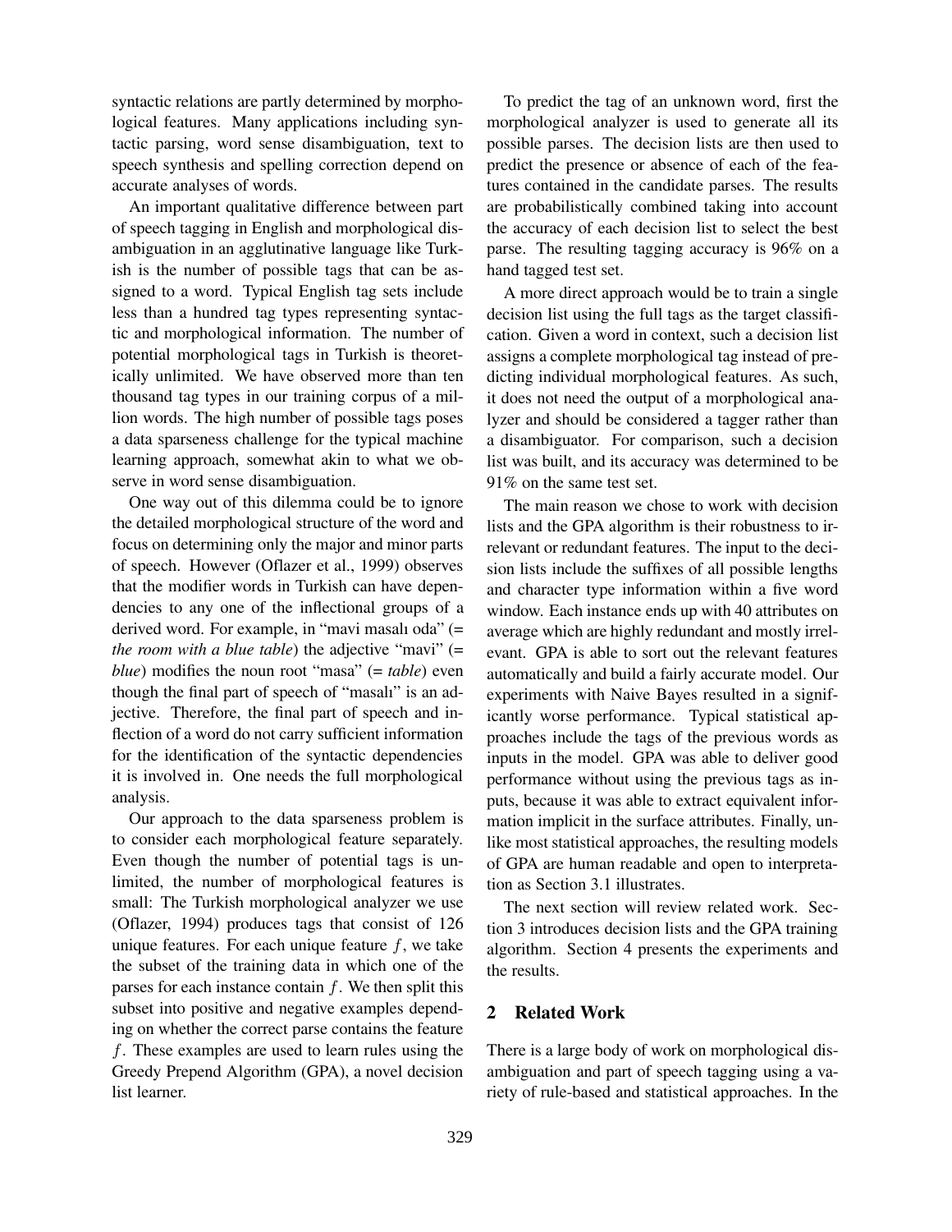syntactic relations are partly determined by morphological features. Many applications including syntactic parsing, word sense disambiguation, text to speech synthesis and spelling correction depend on accurate analyses of words.

An important qualitative difference between part of speech tagging in English and morphological disambiguation in an agglutinative language like Turkish is the number of possible tags that can be assigned to a word. Typical English tag sets include less than a hundred tag types representing syntactic and morphological information. The number of potential morphological tags in Turkish is theoretically unlimited. We have observed more than ten thousand tag types in our training corpus of a million words. The high number of possible tags poses a data sparseness challenge for the typical machine learning approach, somewhat akin to what we observe in word sense disambiguation.

One way out of this dilemma could be to ignore the detailed morphological structure of the word and focus on determining only the major and minor parts of speech. However (Oflazer et al., 1999) observes that the modifier words in Turkish can have dependencies to any one of the inflectional groups of a derived word. For example, in "mavi masalı oda" (= *the room with a blue table*) the adjective "mavi" (= *blue*) modifies the noun root "masa" (= *table*) even though the final part of speech of "masalı" is an adjective. Therefore, the final part of speech and inflection of a word do not carry sufficient information for the identification of the syntactic dependencies it is involved in. One needs the full morphological analysis.

Our approach to the data sparseness problem is to consider each morphological feature separately. Even though the number of potential tags is unlimited, the number of morphological features is small: The Turkish morphological analyzer we use (Oflazer, 1994) produces tags that consist of 126 unique features. For each unique feature $f$, we take the subset of the training data in which one of the parses for each instance contain $f$. We then split this subset into positive and negative examples depending on whether the correct parse contains the feature $f$. These examples are used to learn rules using the Greedy Prepend Algorithm (GPA), a novel decision list learner.

To predict the tag of an unknown word, first the morphological analyzer is used to generate all its possible parses. The decision lists are then used to predict the presence or absence of each of the features contained in the candidate parses. The results are probabilistically combined taking into account the accuracy of each decision list to select the best parse. The resulting tagging accuracy is 96% on a hand tagged test set.

A more direct approach would be to train a single decision list using the full tags as the target classification. Given a word in context, such a decision list assigns a complete morphological tag instead of predicting individual morphological features. As such, it does not need the output of a morphological analyzer and should be considered a tagger rather than a disambiguator. For comparison, such a decision list was built, and its accuracy was determined to be 91% on the same test set.

The main reason we chose to work with decision lists and the GPA algorithm is their robustness to irrelevant or redundant features. The input to the decision lists include the suffixes of all possible lengths and character type information within a five word window. Each instance ends up with 40 attributes on average which are highly redundant and mostly irrelevant. GPA is able to sort out the relevant features automatically and build a fairly accurate model. Our experiments with Naive Bayes resulted in a significantly worse performance. Typical statistical approaches include the tags of the previous words as inputs in the model. GPA was able to deliver good performance without using the previous tags as inputs, because it was able to extract equivalent information implicit in the surface attributes. Finally, unlike most statistical approaches, the resulting models of GPA are human readable and open to interpretation as Section 3.1 illustrates.

The next section will review related work. Section 3 introduces decision lists and the GPA training algorithm. Section 4 presents the experiments and the results.

## 2 Related Work

There is a large body of work on morphological disambiguation and part of speech tagging using a variety of rule-based and statistical approaches. In the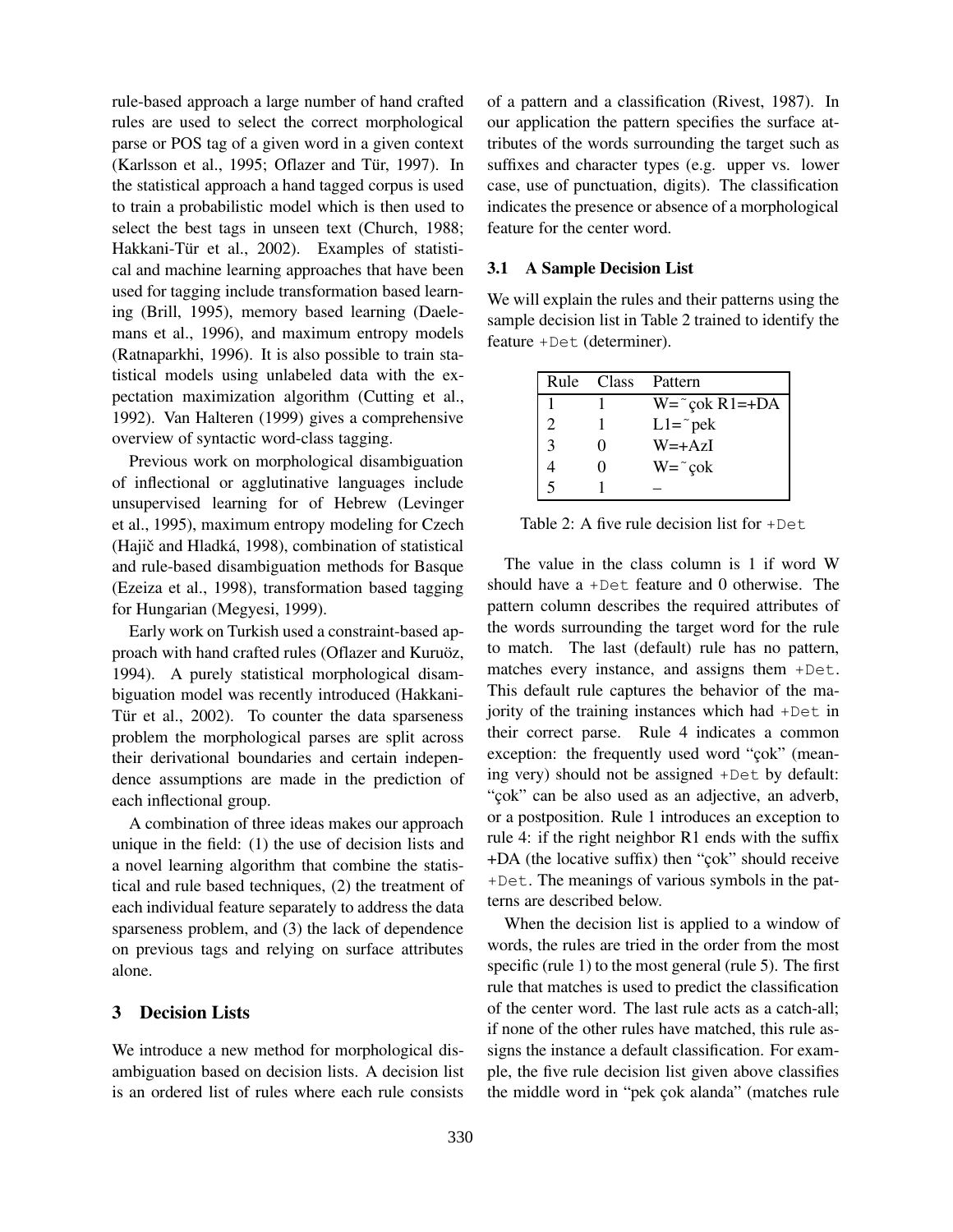rule-based approach a large number of hand crafted rules are used to select the correct morphological parse or POS tag of a given word in a given context (Karlsson et al., 1995; Oflazer and Tür, 1997). In the statistical approach a hand tagged corpus is used to train a probabilistic model which is then used to select the best tags in unseen text (Church, 1988; Hakkani-Tür et al., 2002). Examples of statistical and machine learning approaches that have been used for tagging include transformation based learning (Brill, 1995), memory based learning (Daelemans et al., 1996), and maximum entropy models (Ratnaparkhi, 1996). It is also possible to train statistical models using unlabeled data with the expectation maximization algorithm (Cutting et al., 1992). Van Halteren (1999) gives a comprehensive overview of syntactic word-class tagging.

Previous work on morphological disambiguation of inflectional or agglutinative languages include unsupervised learning for of Hebrew (Levinger et al., 1995), maximum entropy modeling for Czech (Hajič and Hladká, 1998), combination of statistical and rule-based disambiguation methods for Basque (Ezeiza et al., 1998), transformation based tagging for Hungarian (Megyesi, 1999).

Early work on Turkish used a constraint-based approach with hand crafted rules (Oflazer and Kuruöz, 1994). A purely statistical morphological disambiguation model was recently introduced (Hakkani-Tür et al., 2002). To counter the data sparseness problem the morphological parses are split across their derivational boundaries and certain independence assumptions are made in the prediction of each inflectional group.

A combination of three ideas makes our approach unique in the field: (1) the use of decision lists and a novel learning algorithm that combine the statistical and rule based techniques, (2) the treatment of each individual feature separately to address the data sparseness problem, and (3) the lack of dependence on previous tags and relying on surface attributes alone.

## 3 Decision Lists

We introduce a new method for morphological disambiguation based on decision lists. A decision list is an ordered list of rules where each rule consists of a pattern and a classification (Rivest, 1987). In our application the pattern specifies the surface attributes of the words surrounding the target such as suffixes and character types (e.g. upper vs. lower case, use of punctuation, digits). The classification indicates the presence or absence of a morphological feature for the center word.

### 3.1 A Sample Decision List

We will explain the rules and their patterns using the sample decision list in Table 2 trained to identify the feature `+Det` (determiner).

| Rule | Class | Pattern |
|---|---|---|
| 1 | 1 | W=˜çok R1=+DA |
| 2 | 1 | L1=˜pek |
| 3 | 0 | W=+AzI |
| 4 | 0 | W=˜çok |
| 5 | 1 | – |

Table 2: A five rule decision list for `+Det`

The value in the class column is 1 if word W should have a `+Det` feature and 0 otherwise. The pattern column describes the required attributes of the words surrounding the target word for the rule to match. The last (default) rule has no pattern, matches every instance, and assigns them `+Det`. This default rule captures the behavior of the majority of the training instances which had `+Det` in their correct parse. Rule 4 indicates a common exception: the frequently used word "çok" (meaning very) should not be assigned `+Det` by default: "çok" can be also used as an adjective, an adverb, or a postposition. Rule 1 introduces an exception to rule 4: if the right neighbor R1 ends with the suffix +DA (the locative suffix) then "çok" should receive `+Det`. The meanings of various symbols in the patterns are described below.

When the decision list is applied to a window of words, the rules are tried in the order from the most specific (rule 1) to the most general (rule 5). The first rule that matches is used to predict the classification of the center word. The last rule acts as a catch-all; if none of the other rules have matched, this rule assigns the instance a default classification. For example, the five rule decision list given above classifies the middle word in "pek çok alanda" (matches rule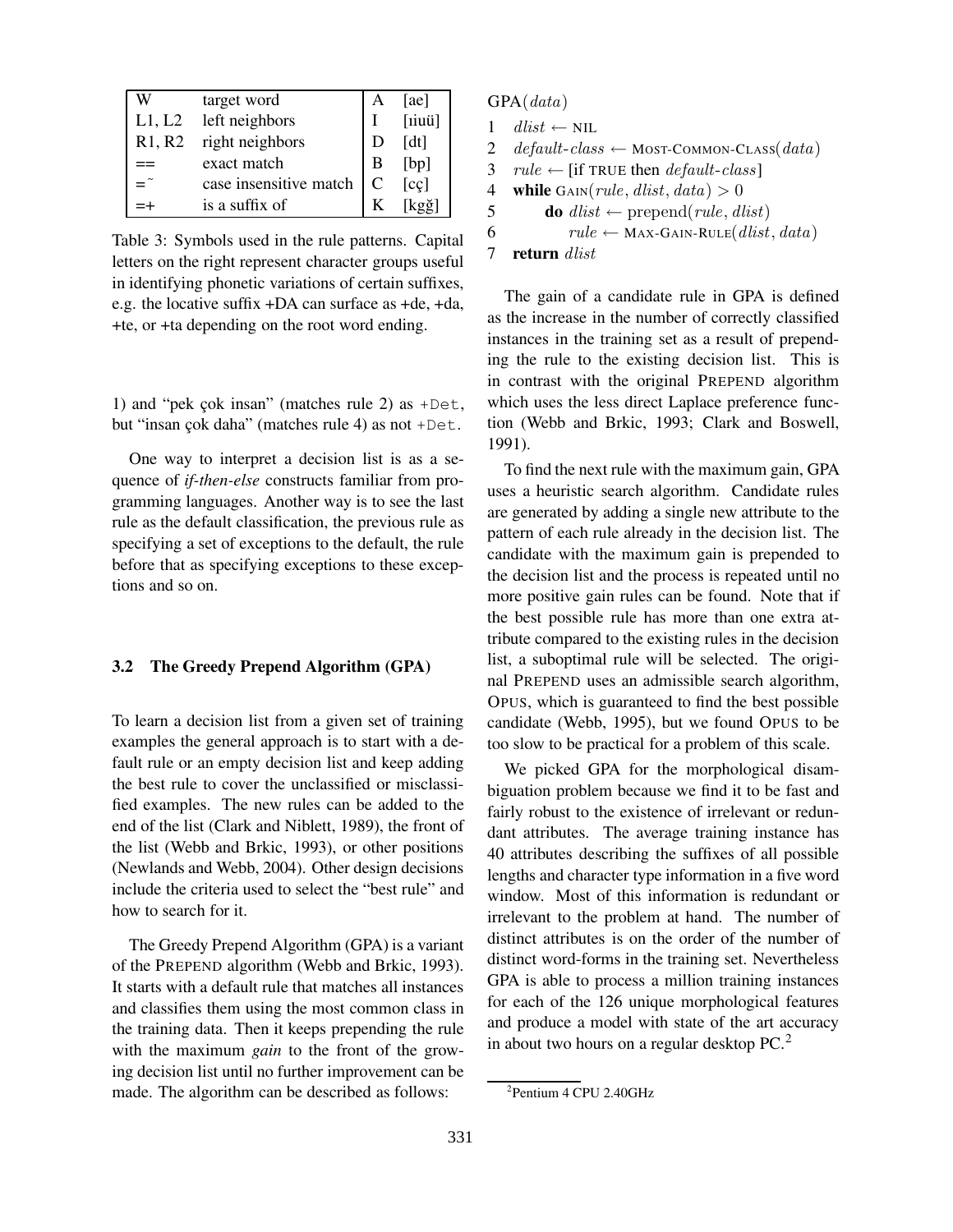| W | target word | A | [ae] |
|---|---|---|---|
| L1, L2 | left neighbors | I | [ıiuü] |
| R1, R2 | right neighbors | D | [dt] |
| == | exact match | B | [bp] |
| =˜ | case insensitive match | C | [cç] |
| =+ | is a suffix of | K | [kgğ] |

Table 3: Symbols used in the rule patterns. Capital letters on the right represent character groups useful in identifying phonetic variations of certain suffixes, e.g. the locative suffix +DA can surface as +de, +da, +te, or +ta depending on the root word ending.

1) and "pek çok insan" (matches rule 2) as `+Det`, but "insan çok daha" (matches rule 4) as not `+Det`.

One way to interpret a decision list is as a sequence of *if-then-else* constructs familiar from programming languages. Another way is to see the last rule as the default classification, the previous rule as specifying a set of exceptions to the default, the rule before that as specifying exceptions to these exceptions and so on.

### 3.2 The Greedy Prepend Algorithm (GPA)

To learn a decision list from a given set of training examples the general approach is to start with a default rule or an empty decision list and keep adding the best rule to cover the unclassified or misclassified examples. The new rules can be added to the end of the list (Clark and Niblett, 1989), the front of the list (Webb and Brkic, 1993), or other positions (Newlands and Webb, 2004). Other design decisions include the criteria used to select the "best rule" and how to search for it.

The Greedy Prepend Algorithm (GPA) is a variant of the PREPEND algorithm (Webb and Brkic, 1993). It starts with a default rule that matches all instances and classifies them using the most common class in the training data. Then it keeps prepending the rule with the maximum *gain* to the front of the growing decision list until no further improvement can be made. The algorithm can be described as follows:

GPA($data$)

1 $dlist \leftarrow$ NIL
2 $default\text{-}class \leftarrow$ MOST-COMMON-CLASS($data$)
3 $rule \leftarrow$ [if TRUE then $default\text{-}class$]
4 **while** GAIN($rule, dlist, data$) $> 0$
5  **do** $dlist \leftarrow \text{prepend}(rule, dlist)$
6   $rule \leftarrow$ MAX-GAIN-RULE($dlist, data$)
7 **return** $dlist$

The gain of a candidate rule in GPA is defined as the increase in the number of correctly classified instances in the training set as a result of prepending the rule to the existing decision list. This is in contrast with the original PREPEND algorithm which uses the less direct Laplace preference function (Webb and Brkic, 1993; Clark and Boswell, 1991).

To find the next rule with the maximum gain, GPA uses a heuristic search algorithm. Candidate rules are generated by adding a single new attribute to the pattern of each rule already in the decision list. The candidate with the maximum gain is prepended to the decision list and the process is repeated until no more positive gain rules can be found. Note that if the best possible rule has more than one extra attribute compared to the existing rules in the decision list, a suboptimal rule will be selected. The original PREPEND uses an admissible search algorithm, OPUS, which is guaranteed to find the best possible candidate (Webb, 1995), but we found OPUS to be too slow to be practical for a problem of this scale.

We picked GPA for the morphological disambiguation problem because we find it to be fast and fairly robust to the existence of irrelevant or redundant attributes. The average training instance has 40 attributes describing the suffixes of all possible lengths and character type information in a five word window. Most of this information is redundant or irrelevant to the problem at hand. The number of distinct attributes is on the order of the number of distinct word-forms in the training set. Nevertheless GPA is able to process a million training instances for each of the 126 unique morphological features and produce a model with state of the art accuracy in about two hours on a regular desktop PC.[2]

[2]Pentium 4 CPU 2.40GHz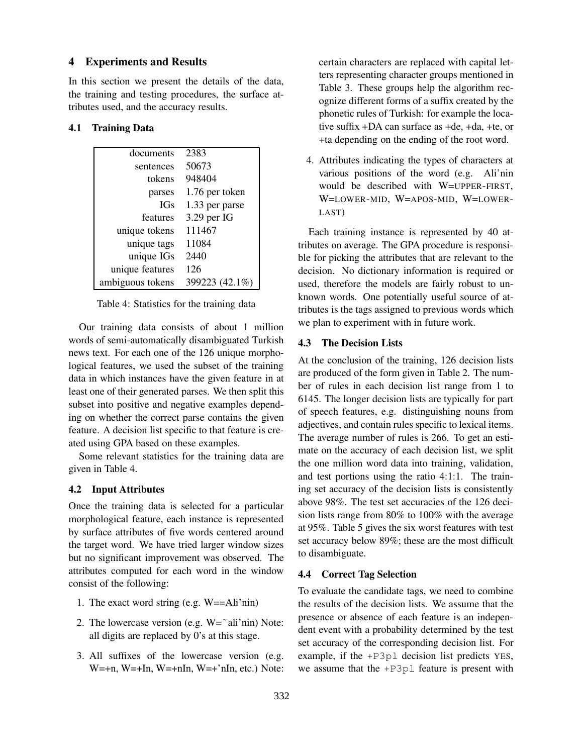## 4 Experiments and Results

In this section we present the details of the data, the training and testing procedures, the surface attributes used, and the accuracy results.

### 4.1 Training Data

| | |
|---|---|
| documents | 2383 |
| sentences | 50673 |
| tokens | 948404 |
| parses | 1.76 per token |
| IGs | 1.33 per parse |
| features | 3.29 per IG |
| unique tokens | 111467 |
| unique tags | 11084 |
| unique IGs | 2440 |
| unique features | 126 |
| ambiguous tokens | 399223 (42.1%) |

Table 4: Statistics for the training data

Our training data consists of about 1 million words of semi-automatically disambiguated Turkish news text. For each one of the 126 unique morphological features, we used the subset of the training data in which instances have the given feature in at least one of their generated parses. We then split this subset into positive and negative examples depending on whether the correct parse contains the given feature. A decision list specific to that feature is created using GPA based on these examples.

Some relevant statistics for the training data are given in Table 4.

### 4.2 Input Attributes

Once the training data is selected for a particular morphological feature, each instance is represented by surface attributes of five words centered around the target word. We have tried larger window sizes but no significant improvement was observed. The attributes computed for each word in the window consist of the following:

1. The exact word string (e.g. W==Ali'nin)
2. The lowercase version (e.g. W=˜ali'nin) Note: all digits are replaced by 0's at this stage.
3. All suffixes of the lowercase version (e.g. W=+n, W=+In, W=+nIn, W=+'nIn, etc.) Note: certain characters are replaced with capital letters representing character groups mentioned in Table 3. These groups help the algorithm recognize different forms of a suffix created by the phonetic rules of Turkish: for example the locative suffix +DA can surface as +de, +da, +te, or +ta depending on the ending of the root word.
4. Attributes indicating the types of characters at various positions of the word (e.g. Ali'nin would be described with W=UPPER-FIRST, W=LOWER-MID, W=APOS-MID, W=LOWER-LAST)

Each training instance is represented by 40 attributes on average. The GPA procedure is responsible for picking the attributes that are relevant to the decision. No dictionary information is required or used, therefore the models are fairly robust to unknown words. One potentially useful source of attributes is the tags assigned to previous words which we plan to experiment with in future work.

### 4.3 The Decision Lists

At the conclusion of the training, 126 decision lists are produced of the form given in Table 2. The number of rules in each decision list range from 1 to 6145. The longer decision lists are typically for part of speech features, e.g. distinguishing nouns from adjectives, and contain rules specific to lexical items. The average number of rules is 266. To get an estimate on the accuracy of each decision list, we split the one million word data into training, validation, and test portions using the ratio 4:1:1. The training set accuracy of the decision lists is consistently above 98%. The test set accuracies of the 126 decision lists range from 80% to 100% with the average at 95%. Table 5 gives the six worst features with test set accuracy below 89%; these are the most difficult to disambiguate.

### 4.4 Correct Tag Selection

To evaluate the candidate tags, we need to combine the results of the decision lists. We assume that the presence or absence of each feature is an independent event with a probability determined by the test set accuracy of the corresponding decision list. For example, if the `+P3pl` decision list predicts YES, we assume that the `+P3pl` feature is present with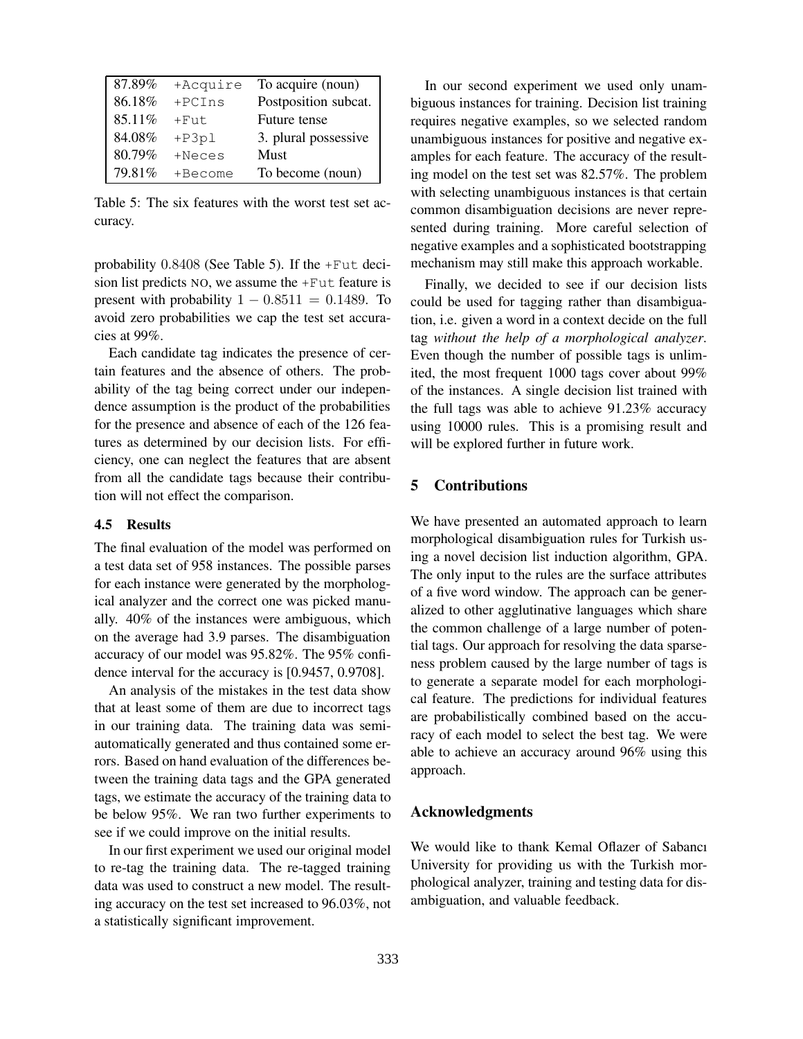| 87.89% | +Acquire | To acquire (noun) |
|---|---|---|
| 86.18% | +PCIns | Postposition subcat. |
| 85.11% | +Fut | Future tense |
| 84.08% | +P3pl | 3. plural possessive |
| 80.79% | +Neces | Must |
| 79.81% | +Become | To become (noun) |

Table 5: The six features with the worst test set accuracy.

probability 0.8408 (See Table 5). If the +Fut decision list predicts NO, we assume the +Fut feature is present with probability $1 - 0.8511 = 0.1489$. To avoid zero probabilities we cap the test set accuracies at 99%.

Each candidate tag indicates the presence of certain features and the absence of others. The probability of the tag being correct under our independence assumption is the product of the probabilities for the presence and absence of each of the 126 features as determined by our decision lists. For efficiency, one can neglect the features that are absent from all the candidate tags because their contribution will not effect the comparison.

### 4.5 Results

The final evaluation of the model was performed on a test data set of 958 instances. The possible parses for each instance were generated by the morphological analyzer and the correct one was picked manually. 40% of the instances were ambiguous, which on the average had 3.9 parses. The disambiguation accuracy of our model was 95.82%. The 95% confidence interval for the accuracy is [0.9457, 0.9708].

An analysis of the mistakes in the test data show that at least some of them are due to incorrect tags in our training data. The training data was semi-automatically generated and thus contained some errors. Based on hand evaluation of the differences between the training data tags and the GPA generated tags, we estimate the accuracy of the training data to be below 95%. We ran two further experiments to see if we could improve on the initial results.

In our first experiment we used our original model to re-tag the training data. The re-tagged training data was used to construct a new model. The resulting accuracy on the test set increased to 96.03%, not a statistically significant improvement.

In our second experiment we used only unambiguous instances for training. Decision list training requires negative examples, so we selected random unambiguous instances for positive and negative examples for each feature. The accuracy of the resulting model on the test set was 82.57%. The problem with selecting unambiguous instances is that certain common disambiguation decisions are never represented during training. More careful selection of negative examples and a sophisticated bootstrapping mechanism may still make this approach workable.

Finally, we decided to see if our decision lists could be used for tagging rather than disambiguation, i.e. given a word in a context decide on the full tag *without the help of a morphological analyzer*. Even though the number of possible tags is unlimited, the most frequent 1000 tags cover about 99% of the instances. A single decision list trained with the full tags was able to achieve 91.23% accuracy using 10000 rules. This is a promising result and will be explored further in future work.

## 5 Contributions

We have presented an automated approach to learn morphological disambiguation rules for Turkish using a novel decision list induction algorithm, GPA. The only input to the rules are the surface attributes of a five word window. The approach can be generalized to other agglutinative languages which share the common challenge of a large number of potential tags. Our approach for resolving the data sparseness problem caused by the large number of tags is to generate a separate model for each morphological feature. The predictions for individual features are probabilistically combined based on the accuracy of each model to select the best tag. We were able to achieve an accuracy around 96% using this approach.

## Acknowledgments

We would like to thank Kemal Oflazer of Sabancı University for providing us with the Turkish morphological analyzer, training and testing data for disambiguation, and valuable feedback.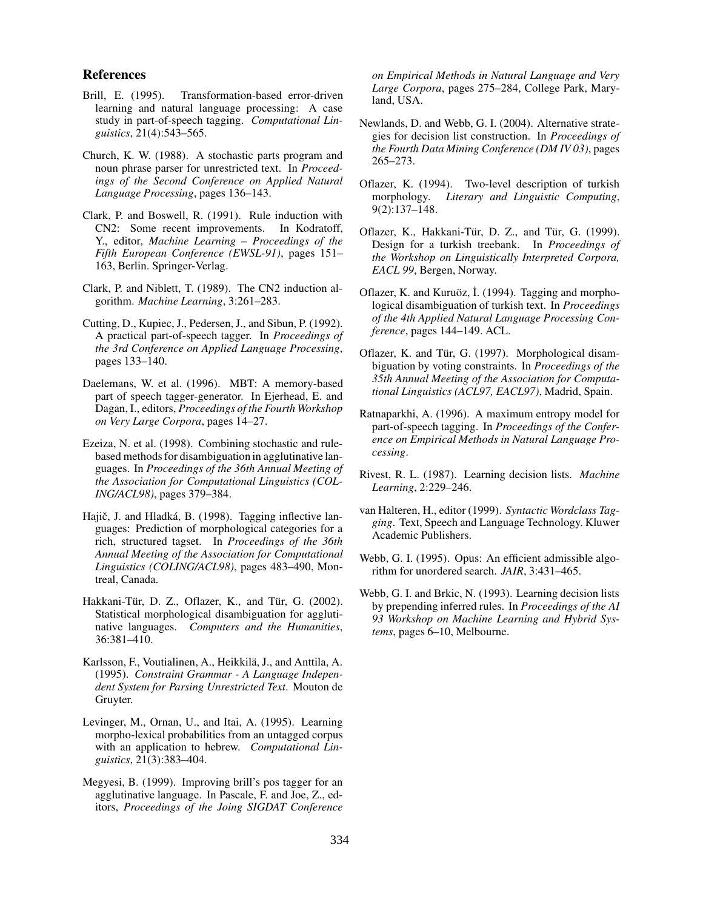## References

Brill, E. (1995). Transformation-based error-driven learning and natural language processing: A case study in part-of-speech tagging. *Computational Linguistics*, 21(4):543–565.

Church, K. W. (1988). A stochastic parts program and noun phrase parser for unrestricted text. In *Proceedings of the Second Conference on Applied Natural Language Processing*, pages 136–143.

Clark, P. and Boswell, R. (1991). Rule induction with CN2: Some recent improvements. In Kodratoff, Y., editor, *Machine Learning – Proceedings of the Fifth European Conference (EWSL-91)*, pages 151–163, Berlin. Springer-Verlag.

Clark, P. and Niblett, T. (1989). The CN2 induction algorithm. *Machine Learning*, 3:261–283.

Cutting, D., Kupiec, J., Pedersen, J., and Sibun, P. (1992). A practical part-of-speech tagger. In *Proceedings of the 3rd Conference on Applied Language Processing*, pages 133–140.

Daelemans, W. et al. (1996). MBT: A memory-based part of speech tagger-generator. In Ejerhead, E. and Dagan, I., editors, *Proceedings of the Fourth Workshop on Very Large Corpora*, pages 14–27.

Ezeiza, N. et al. (1998). Combining stochastic and rule-based methods for disambiguation in agglutinative languages. In *Proceedings of the 36th Annual Meeting of the Association for Computational Linguistics (COLING/ACL98)*, pages 379–384.

Hajič, J. and Hladká, B. (1998). Tagging inflective languages: Prediction of morphological categories for a rich, structured tagset. In *Proceedings of the 36th Annual Meeting of the Association for Computational Linguistics (COLING/ACL98)*, pages 483–490, Montreal, Canada.

Hakkani-Tür, D. Z., Oflazer, K., and Tür, G. (2002). Statistical morphological disambiguation for agglutinative languages. *Computers and the Humanities*, 36:381–410.

Karlsson, F., Voutialinen, A., Heikkilä, J., and Anttila, A. (1995). *Constraint Grammar - A Language Independent System for Parsing Unrestricted Text*. Mouton de Gruyter.

Levinger, M., Ornan, U., and Itai, A. (1995). Learning morpho-lexical probabilities from an untagged corpus with an application to hebrew. *Computational Linguistics*, 21(3):383–404.

Megyesi, B. (1999). Improving brill's pos tagger for an agglutinative language. In Pascale, F. and Joe, Z., editors, *Proceedings of the Joing SIGDAT Conference on Empirical Methods in Natural Language and Very Large Corpora*, pages 275–284, College Park, Maryland, USA.

Newlands, D. and Webb, G. I. (2004). Alternative strategies for decision list construction. In *Proceedings of the Fourth Data Mining Conference (DM IV 03)*, pages 265–273.

Oflazer, K. (1994). Two-level description of turkish morphology. *Literary and Linguistic Computing*, 9(2):137–148.

Oflazer, K., Hakkani-Tür, D. Z., and Tür, G. (1999). Design for a turkish treebank. In *Proceedings of the Workshop on Linguistically Interpreted Corpora, EACL 99*, Bergen, Norway.

Oflazer, K. and Kuruöz, İ. (1994). Tagging and morphological disambiguation of turkish text. In *Proceedings of the 4th Applied Natural Language Processing Conference*, pages 144–149. ACL.

Oflazer, K. and Tür, G. (1997). Morphological disambiguation by voting constraints. In *Proceedings of the 35th Annual Meeting of the Association for Computational Linguistics (ACL97, EACL97)*, Madrid, Spain.

Ratnaparkhi, A. (1996). A maximum entropy model for part-of-speech tagging. In *Proceedings of the Conference on Empirical Methods in Natural Language Processing*.

Rivest, R. L. (1987). Learning decision lists. *Machine Learning*, 2:229–246.

van Halteren, H., editor (1999). *Syntactic Wordclass Tagging*. Text, Speech and Language Technology. Kluwer Academic Publishers.

Webb, G. I. (1995). Opus: An efficient admissible algorithm for unordered search. *JAIR*, 3:431–465.

Webb, G. I. and Brkic, N. (1993). Learning decision lists by prepending inferred rules. In *Proceedings of the AI 93 Workshop on Machine Learning and Hybrid Systems*, pages 6–10, Melbourne.